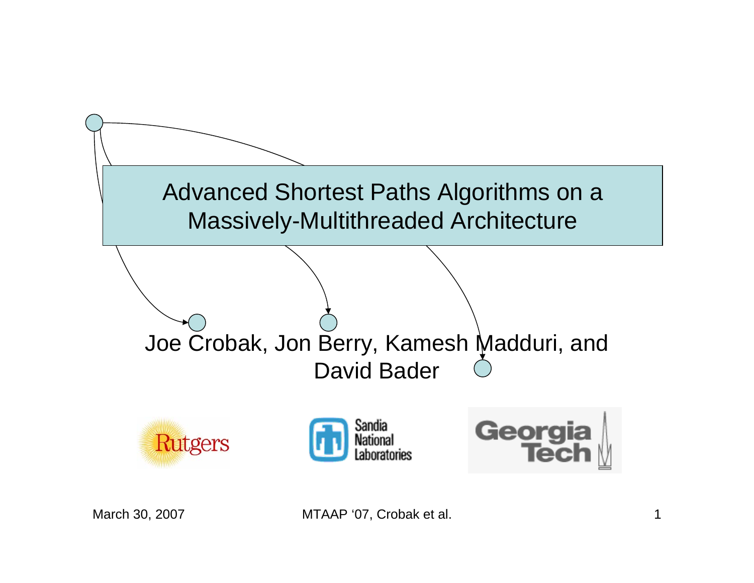# Advanced Shortest Paths Algorithms on a Massively-Multithreaded Architecture

Joe Crobak, Jon Berry, Kamesh Madduri, and David Bader

Rutgers — Sandia National Laboratories — Georgia Tech

March 30, 2007

MTAAP '07, Crobak et al.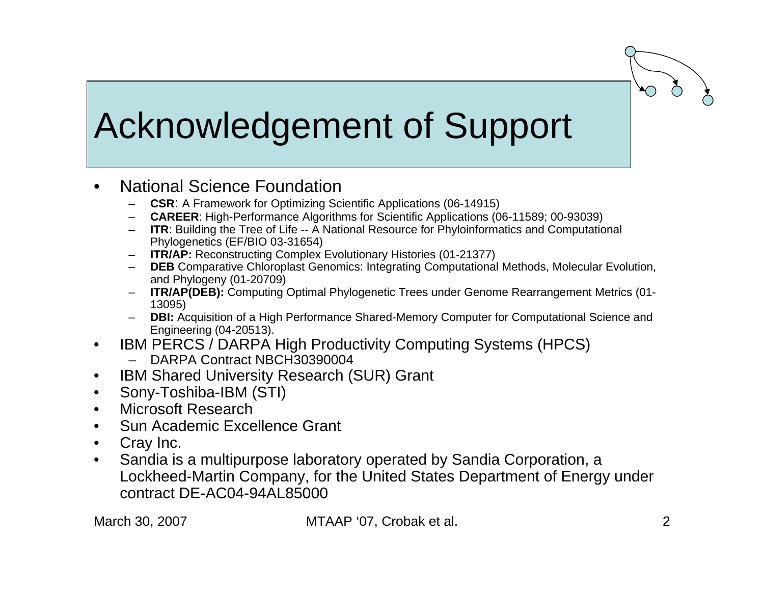# Acknowledgement of Support

- National Science Foundation
  - **CSR**: A Framework for Optimizing Scientific Applications (06-14915)
  - **CAREER**: High-Performance Algorithms for Scientific Applications (06-11589; 00-93039)
  - **ITR**: Building the Tree of Life -- A National Resource for Phyloinformatics and Computational Phylogenetics (EF/BIO 03-31654)
  - **ITR/AP:** Reconstructing Complex Evolutionary Histories (01-21377)
  - **DEB** Comparative Chloroplast Genomics: Integrating Computational Methods, Molecular Evolution, and Phylogeny (01-20709)
  - **ITR/AP(DEB):** Computing Optimal Phylogenetic Trees under Genome Rearrangement Metrics (01-13095)
  - **DBI:** Acquisition of a High Performance Shared-Memory Computer for Computational Science and Engineering (04-20513).
- IBM PERCS / DARPA High Productivity Computing Systems (HPCS)
  - DARPA Contract NBCH30390004
- IBM Shared University Research (SUR) Grant
- Sony-Toshiba-IBM (STI)
- Microsoft Research
- Sun Academic Excellence Grant
- Cray Inc.
- Sandia is a multipurpose laboratory operated by Sandia Corporation, a Lockheed-Martin Company, for the United States Department of Energy under contract DE-AC04-94AL85000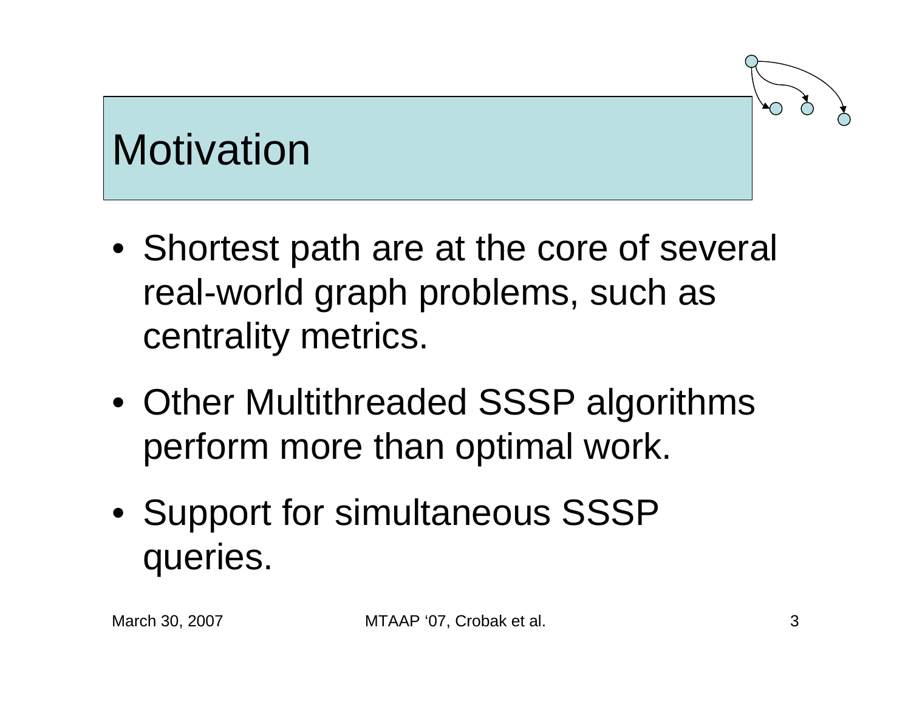# Motivation

- Shortest path are at the core of several real-world graph problems, such as centrality metrics.
- Other Multithreaded SSSP algorithms perform more than optimal work.
- Support for simultaneous SSSP queries.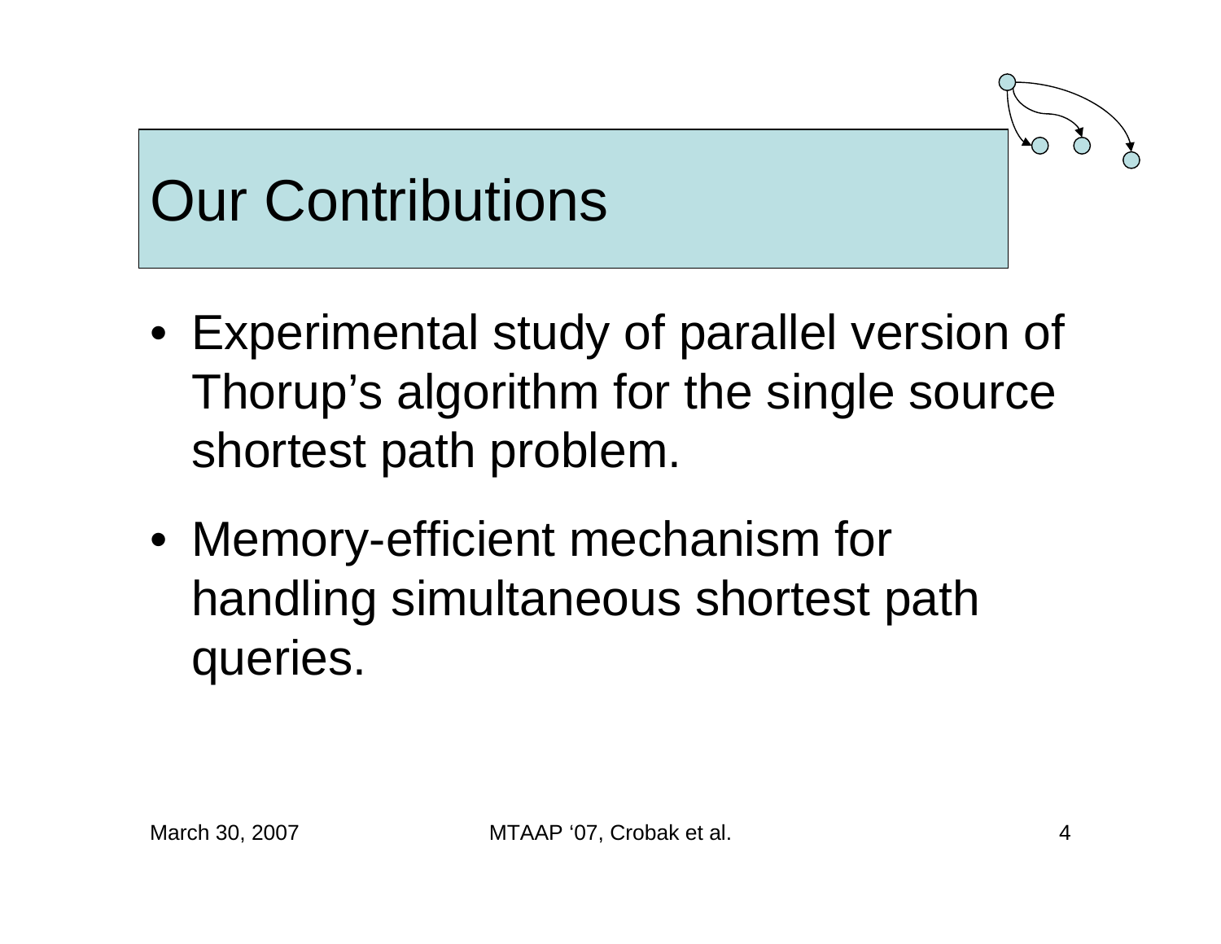# Our Contributions

- Experimental study of parallel version of Thorup's algorithm for the single source shortest path problem.
- Memory-efficient mechanism for handling simultaneous shortest path queries.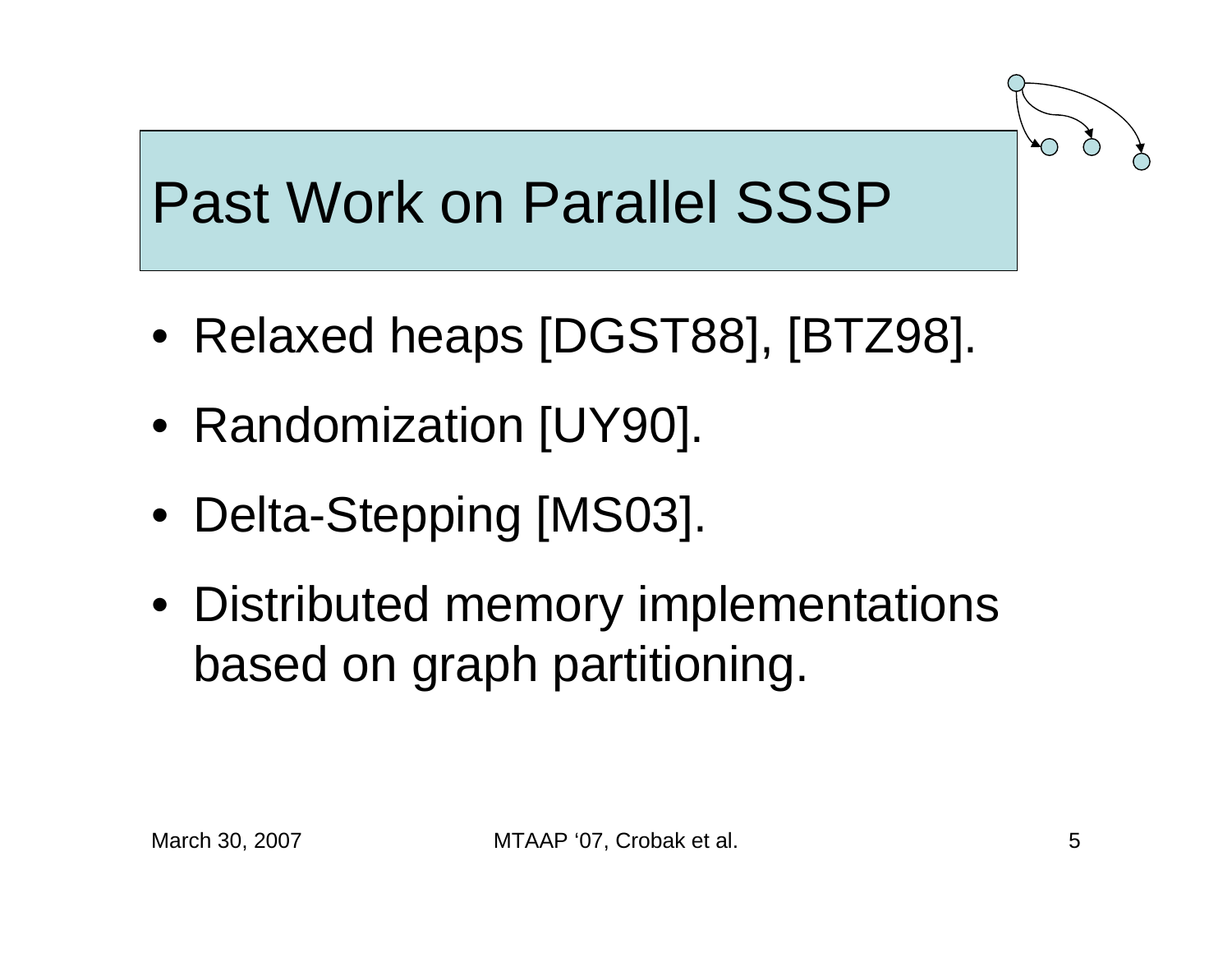# Past Work on Parallel SSSP

- Relaxed heaps [DGST88], [BTZ98].
- Randomization [UY90].
- Delta-Stepping [MS03].
- Distributed memory implementations based on graph partitioning.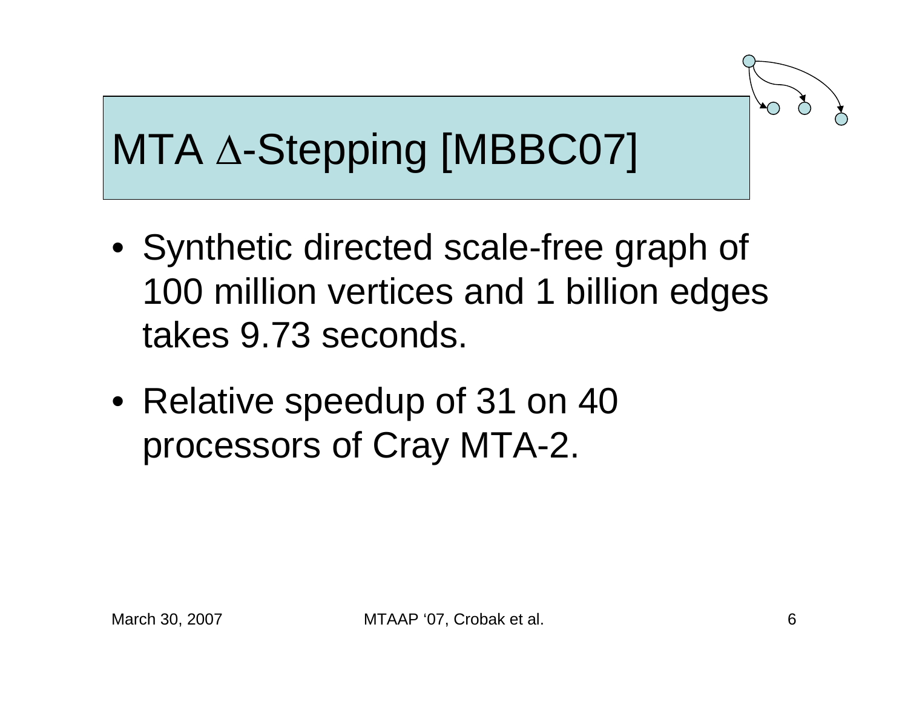# MTA $\Delta$-Stepping [MBBC07]

- Synthetic directed scale-free graph of 100 million vertices and 1 billion edges takes 9.73 seconds.
- Relative speedup of 31 on 40 processors of Cray MTA-2.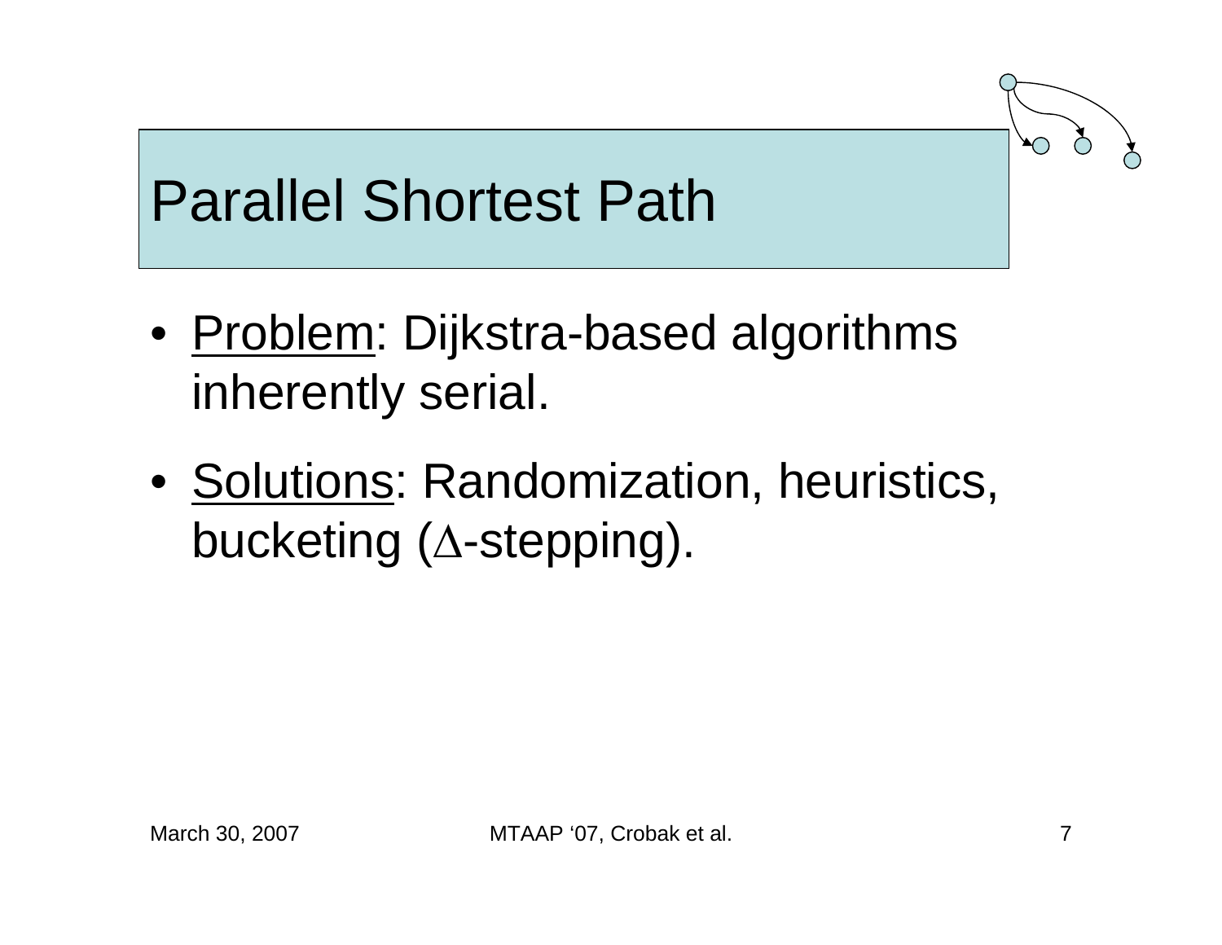# Parallel Shortest Path

- Problem: Dijkstra-based algorithms inherently serial.
- Solutions: Randomization, heuristics, bucketing ($\Delta$-stepping).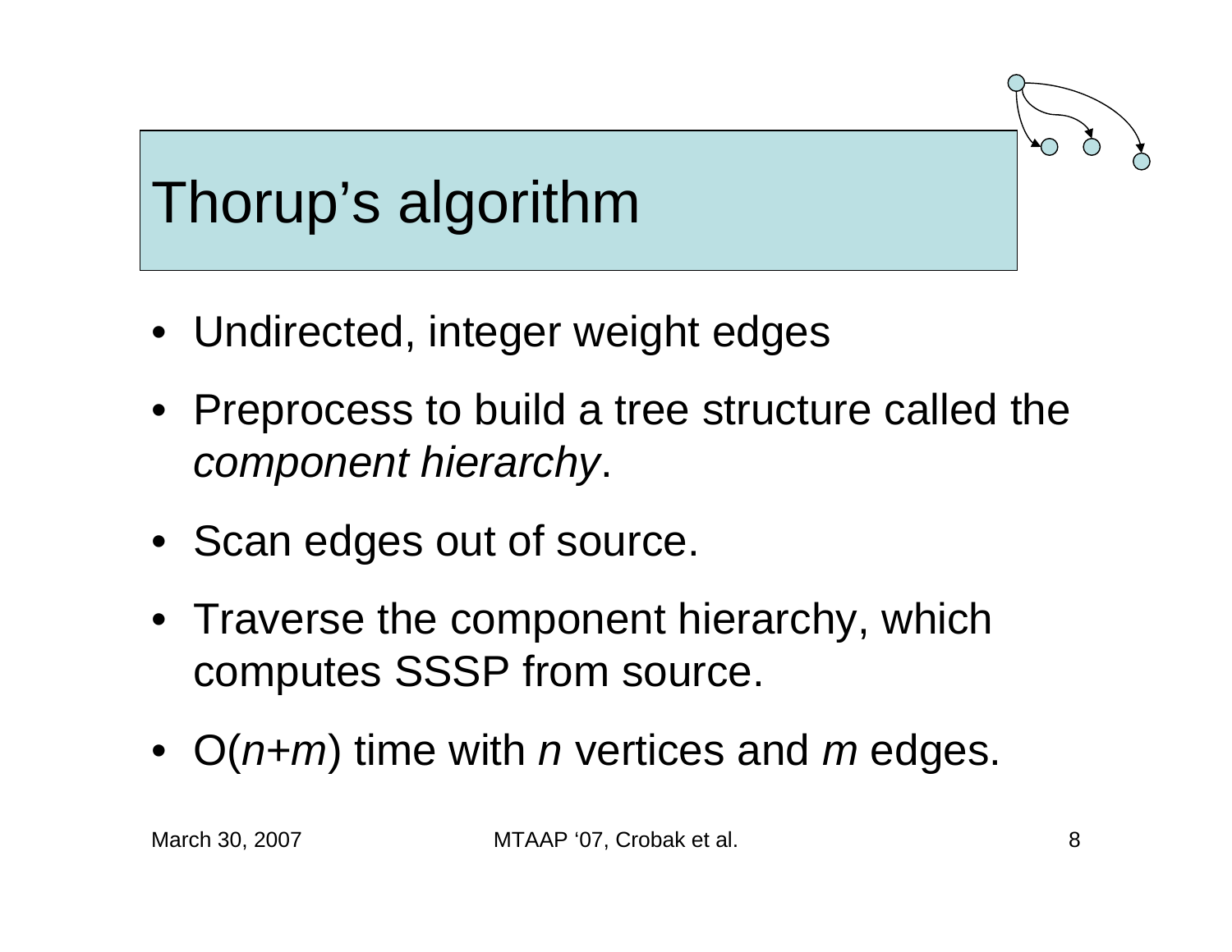# Thorup's algorithm

- Undirected, integer weight edges
- Preprocess to build a tree structure called the *component hierarchy*.
- Scan edges out of source.
- Traverse the component hierarchy, which computes SSSP from source.
- $O(n+m)$ time with $n$ vertices and $m$ edges.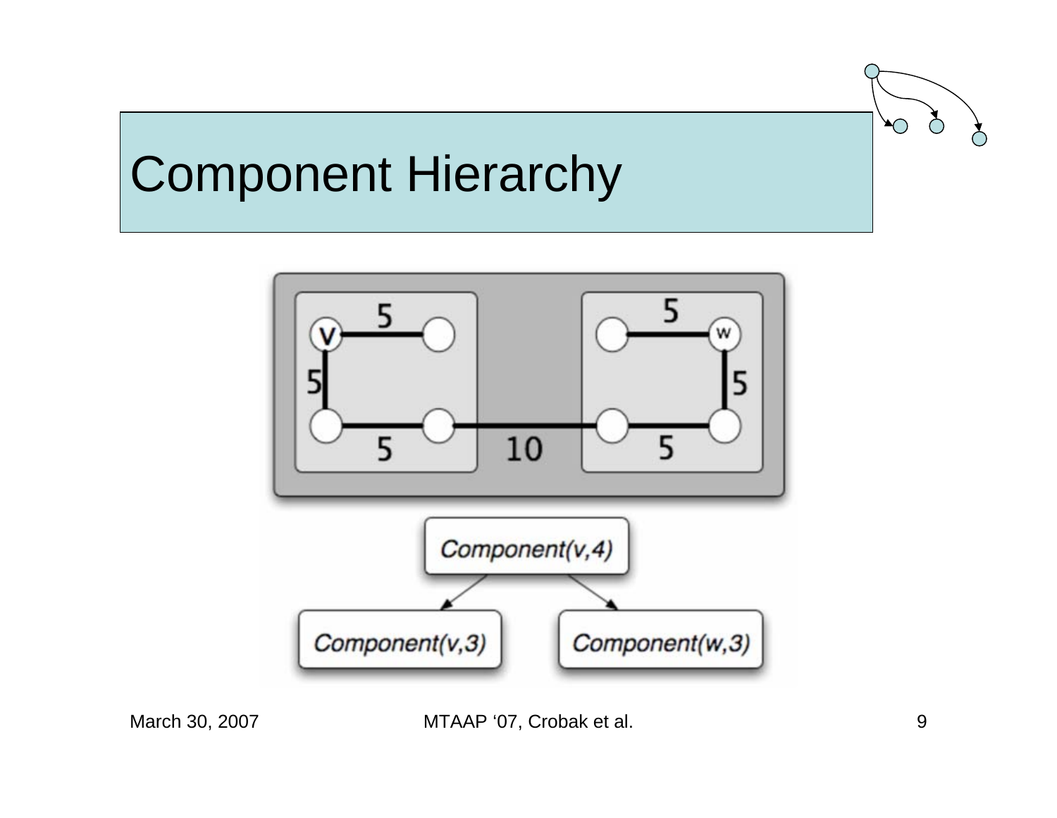# Component Hierarchy

5

5

5

5

10

5

5

v

w

Component(v,4)

Component(v,3)

Component(w,3)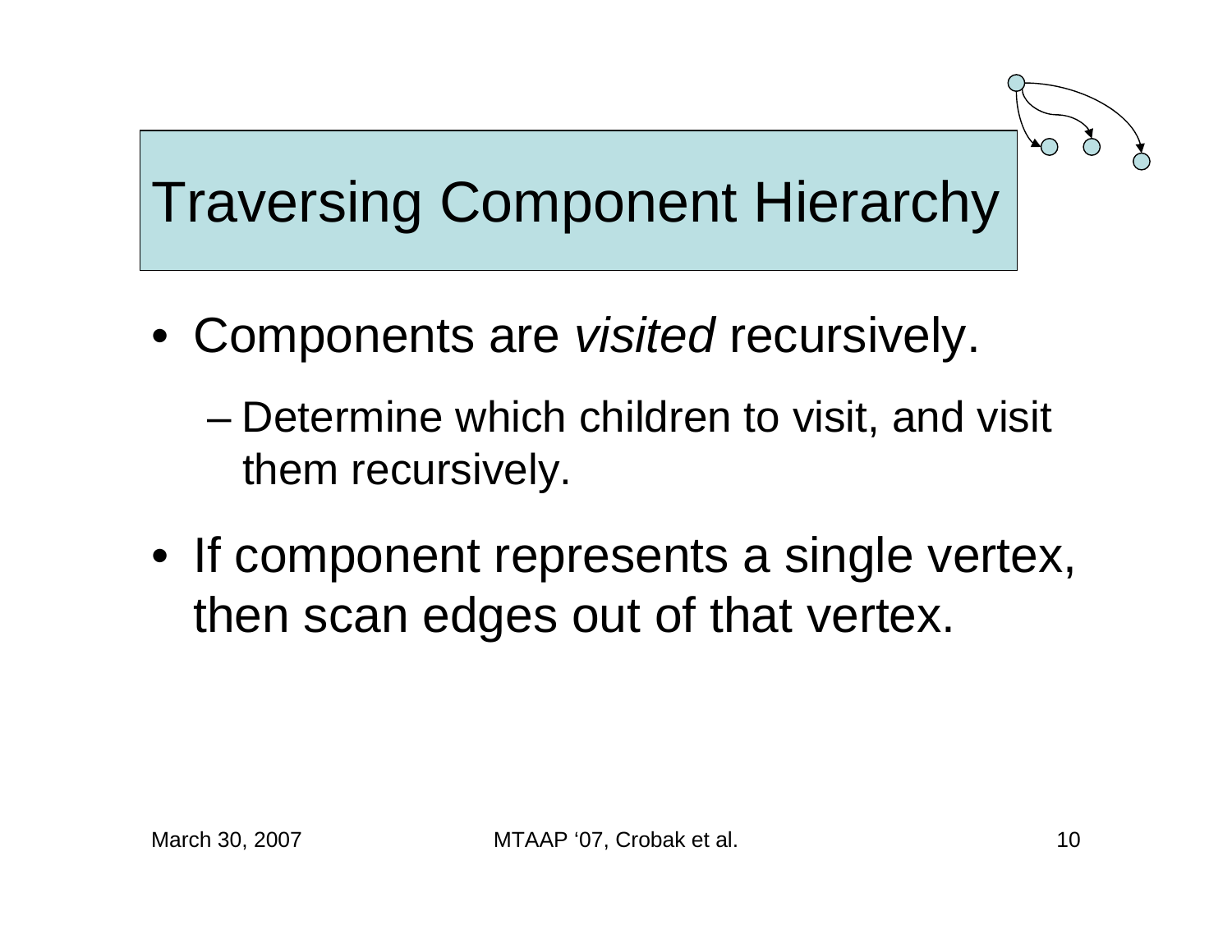# Traversing Component Hierarchy

- Components are *visited* recursively.
  - Determine which children to visit, and visit them recursively.
- If component represents a single vertex, then scan edges out of that vertex.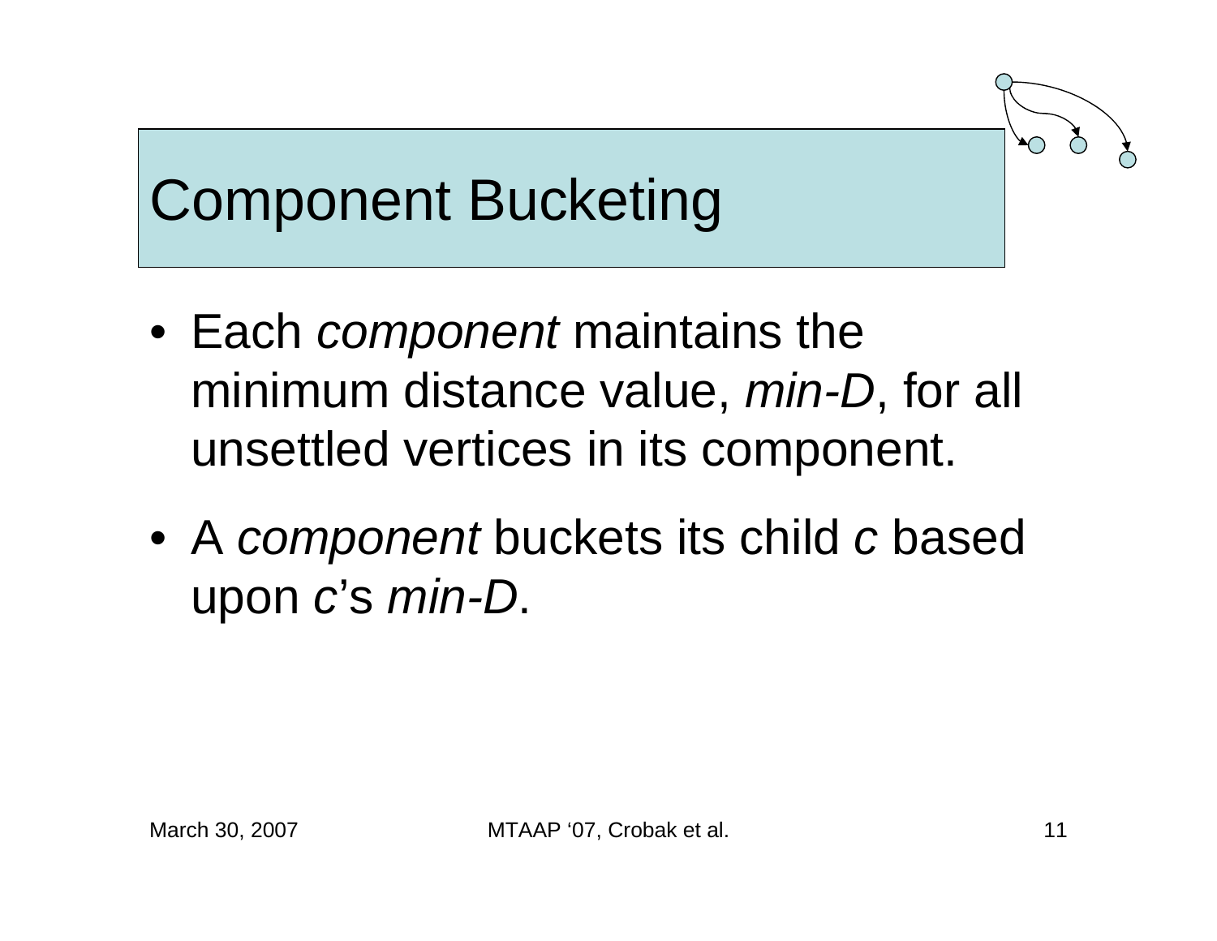# Component Bucketing

- Each *component* maintains the minimum distance value, *min-D*, for all unsettled vertices in its component.
- A *component* buckets its child *c* based upon *c*'s *min-D*.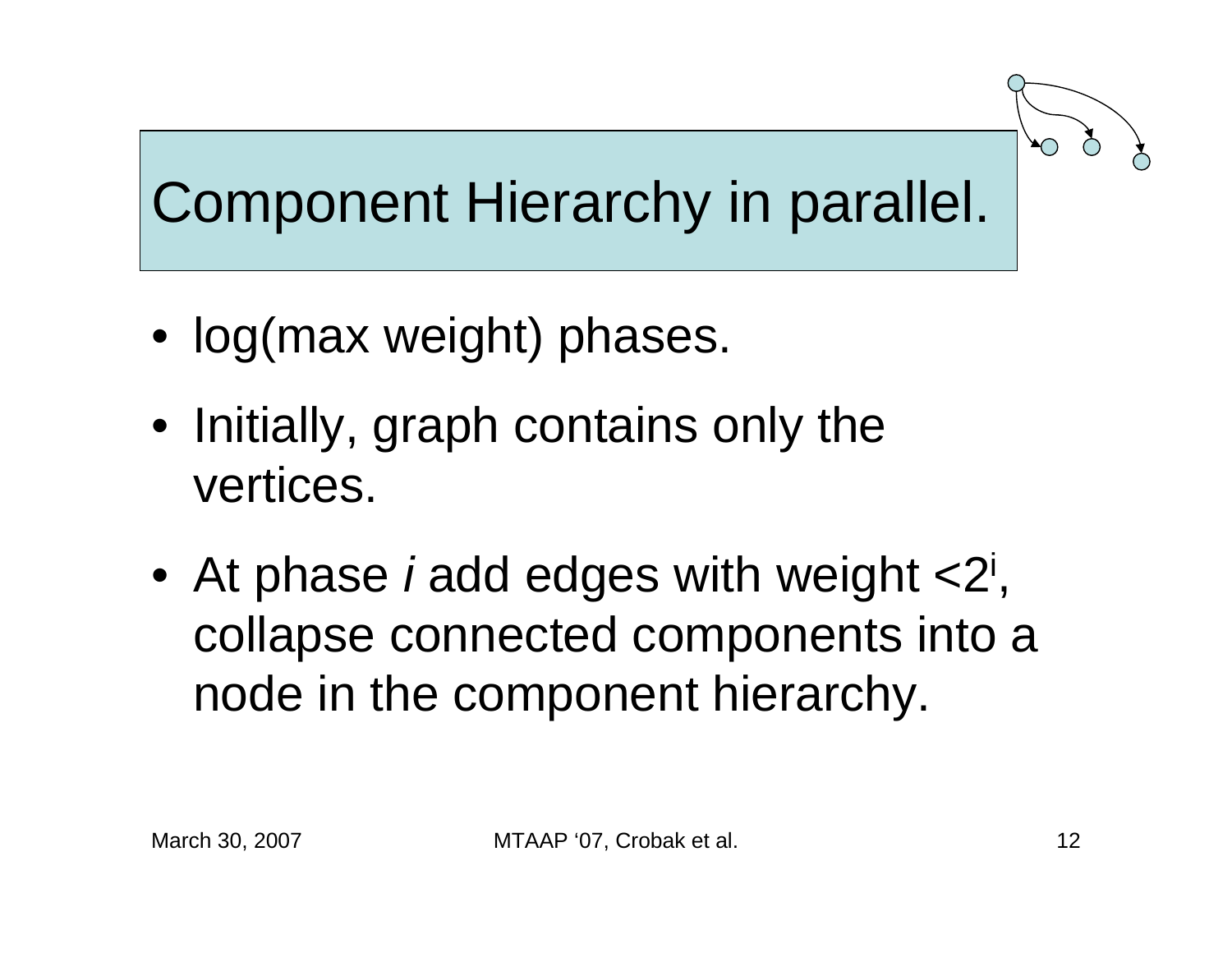# Component Hierarchy in parallel.

- log(max weight) phases.
- Initially, graph contains only the vertices.
- At phase *i* add edges with weight $<2^i$, collapse connected components into a node in the component hierarchy.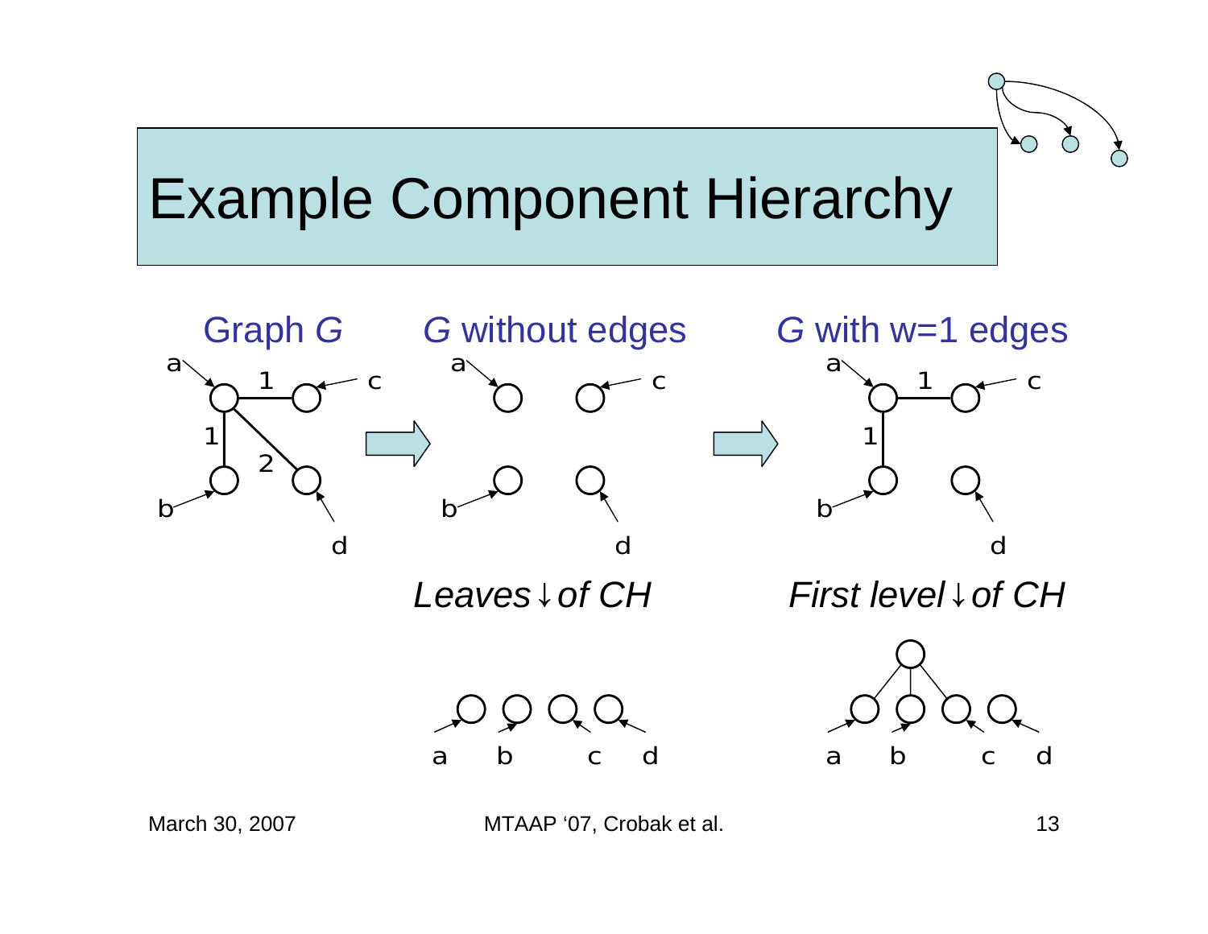# Example Component Hierarchy

Graph *G* → *G* without edges → *G* with w=1 edges

*Leaves of CH*

*First level of CH*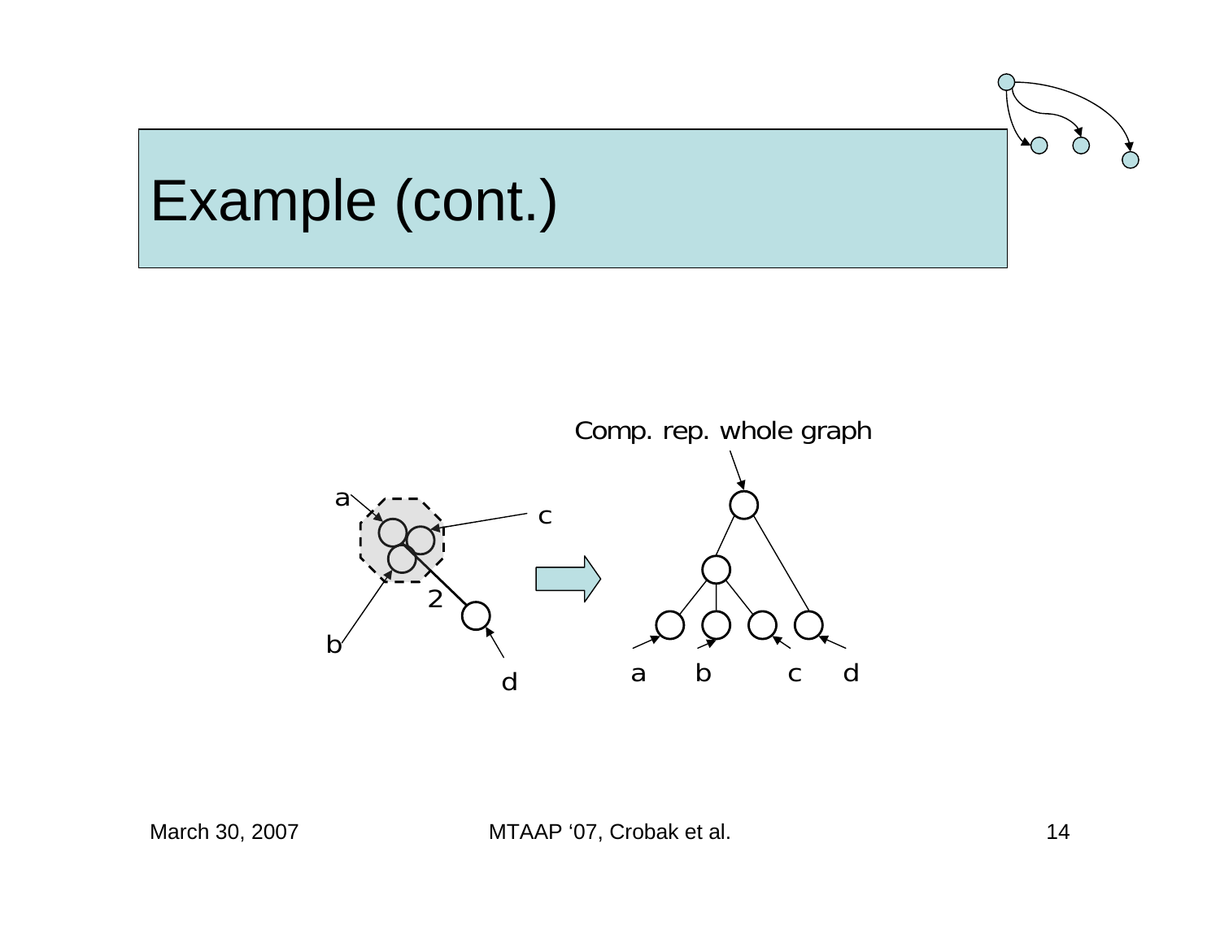# Example (cont.)

Comp. rep. whole graph

a

c

2

b

d

a b c d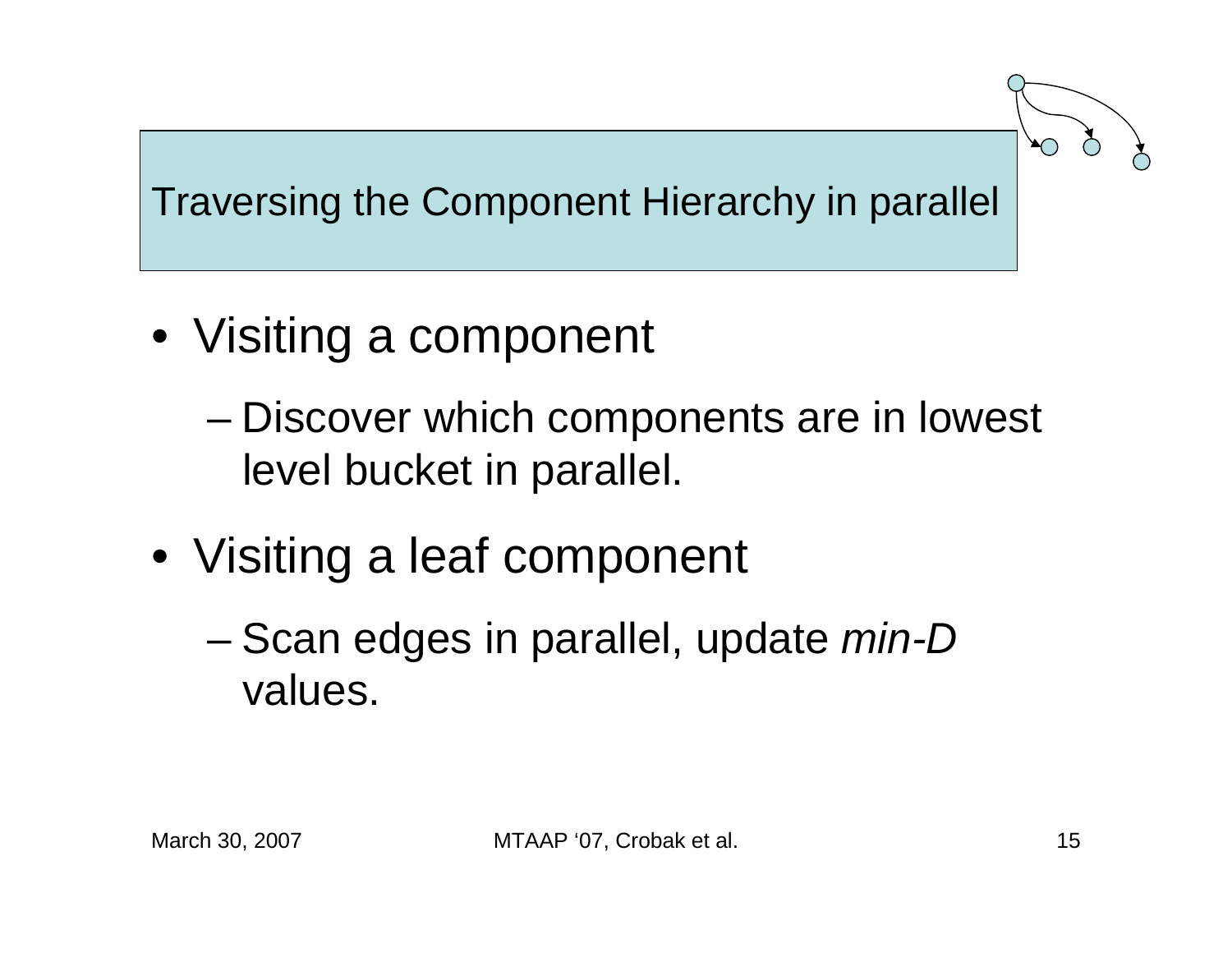## Traversing the Component Hierarchy in parallel

- Visiting a component
  - Discover which components are in lowest level bucket in parallel.
- Visiting a leaf component
  - Scan edges in parallel, update *min-D* values.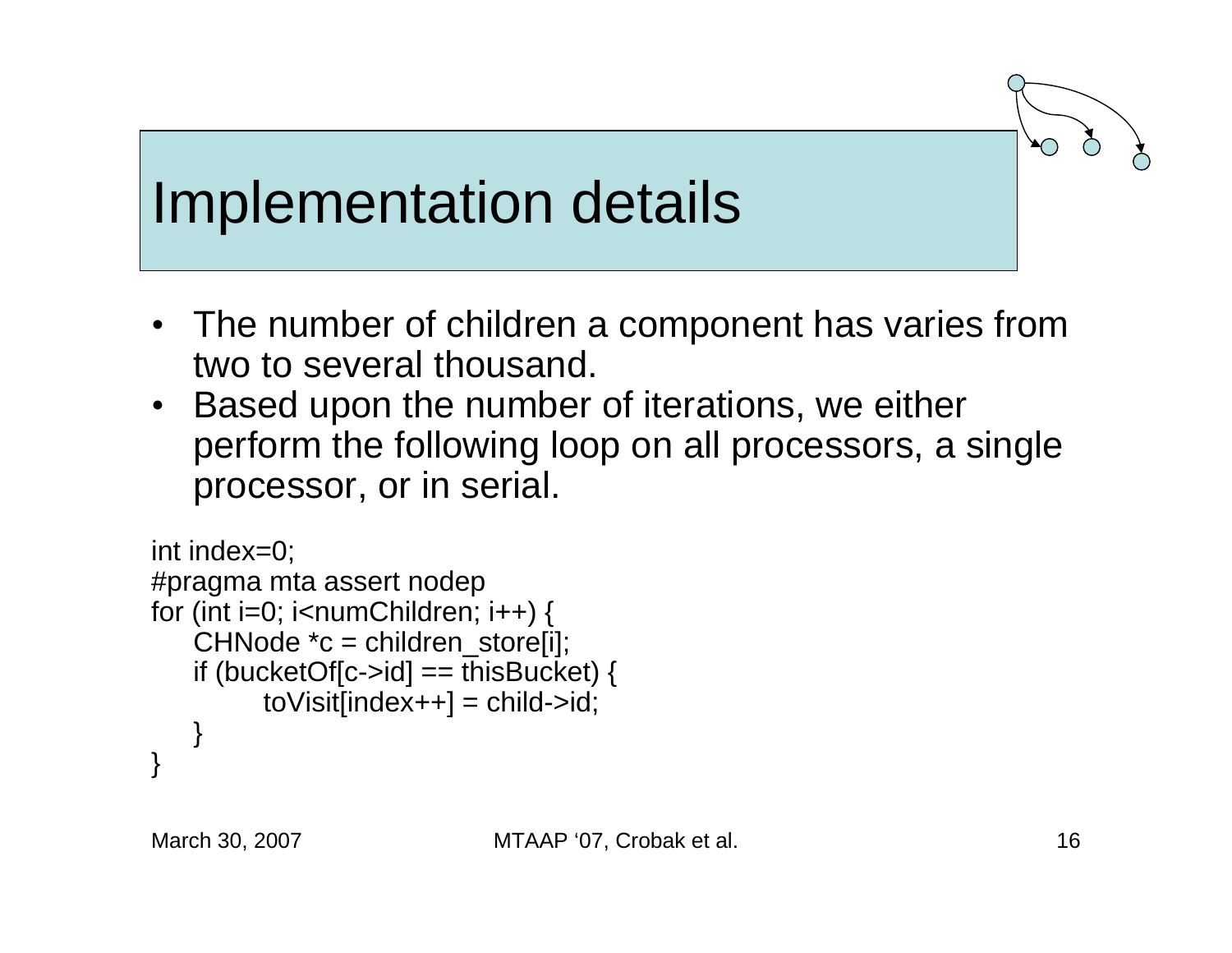# Implementation details

- The number of children a component has varies from two to several thousand.
- Based upon the number of iterations, we either perform the following loop on all processors, a single processor, or in serial.

```
int index=0;
#pragma mta assert nodep
for (int i=0; i<numChildren; i++) {
    CHNode *c = children_store[i];
    if (bucketOf[c->id] == thisBucket) {
          toVisit[index++] = child->id;
    }
}
```

March 30, 2007 MTAAP '07, Crobak et al.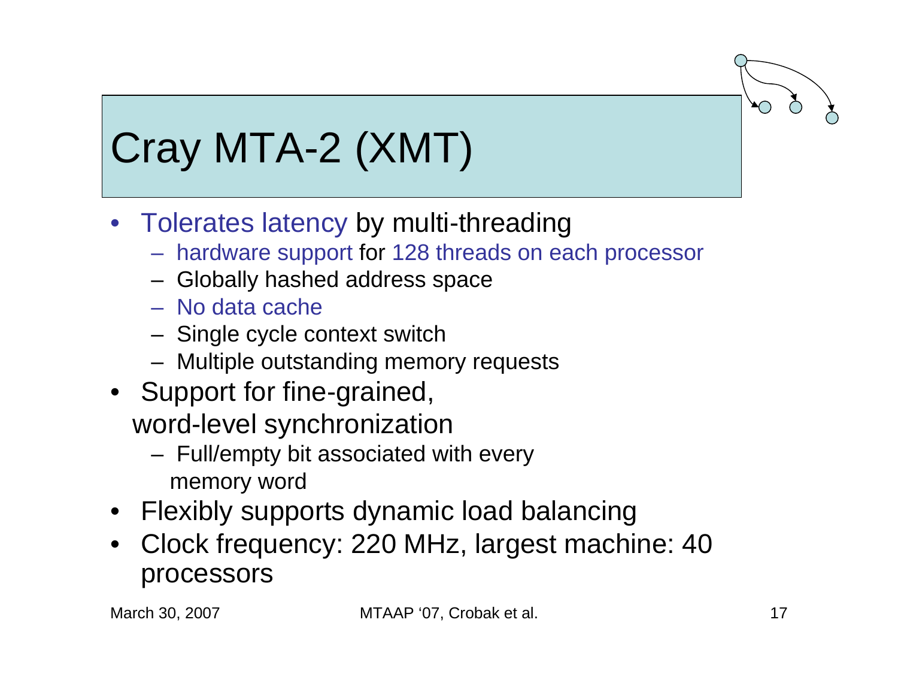# Cray MTA-2 (XMT)

- Tolerates latency by multi-threading
  - hardware support for 128 threads on each processor
  - Globally hashed address space
  - No data cache
  - Single cycle context switch
  - Multiple outstanding memory requests
- Support for fine-grained, word-level synchronization
  - Full/empty bit associated with every memory word
- Flexibly supports dynamic load balancing
- Clock frequency: 220 MHz, largest machine: 40 processors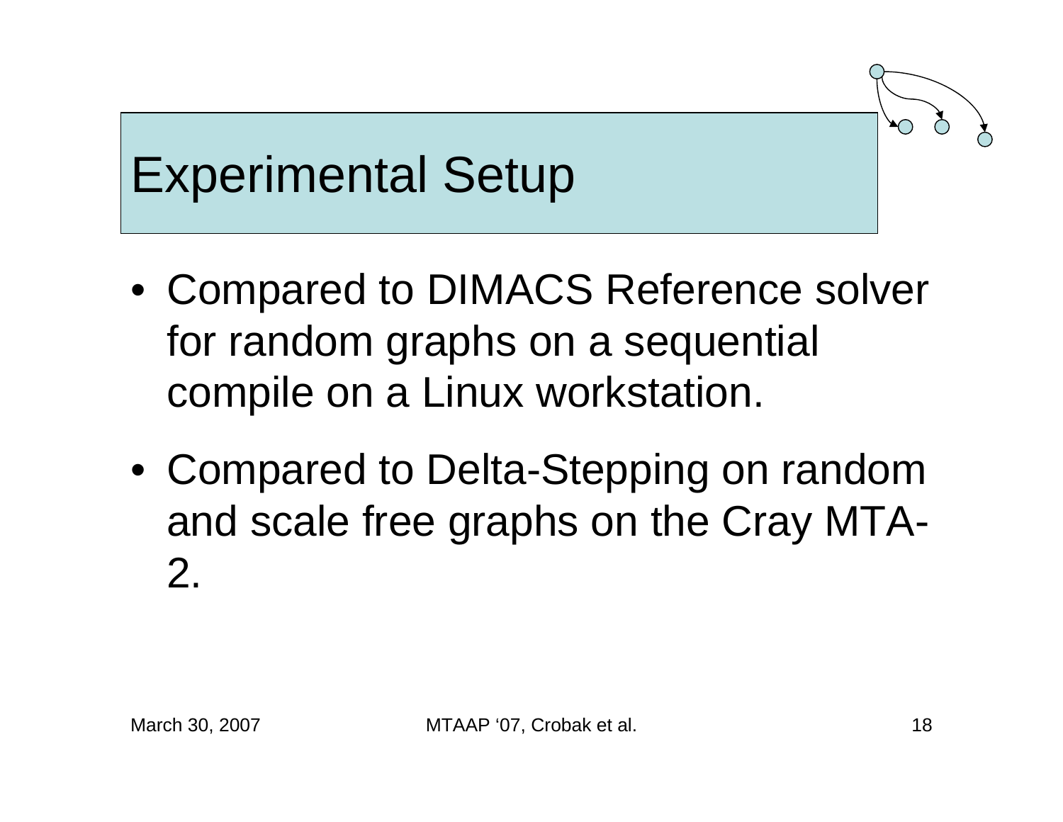# Experimental Setup

- Compared to DIMACS Reference solver for random graphs on a sequential compile on a Linux workstation.
- Compared to Delta-Stepping on random and scale free graphs on the Cray MTA-2.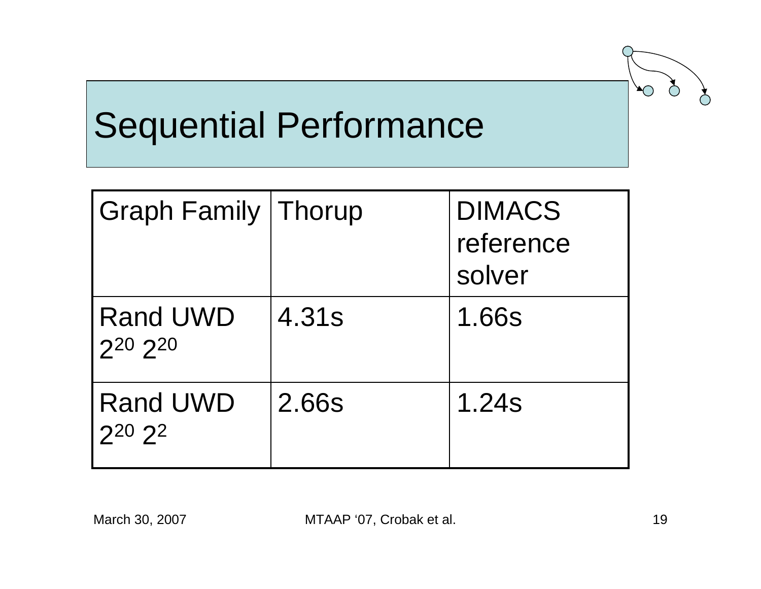# Sequential Performance

| Graph Family | Thorup | DIMACS reference solver |
|---|---|---|
| Rand UWD $2^{20}$ $2^{20}$ | 4.31s | 1.66s |
| Rand UWD $2^{20}$ $2^{2}$ | 2.66s | 1.24s |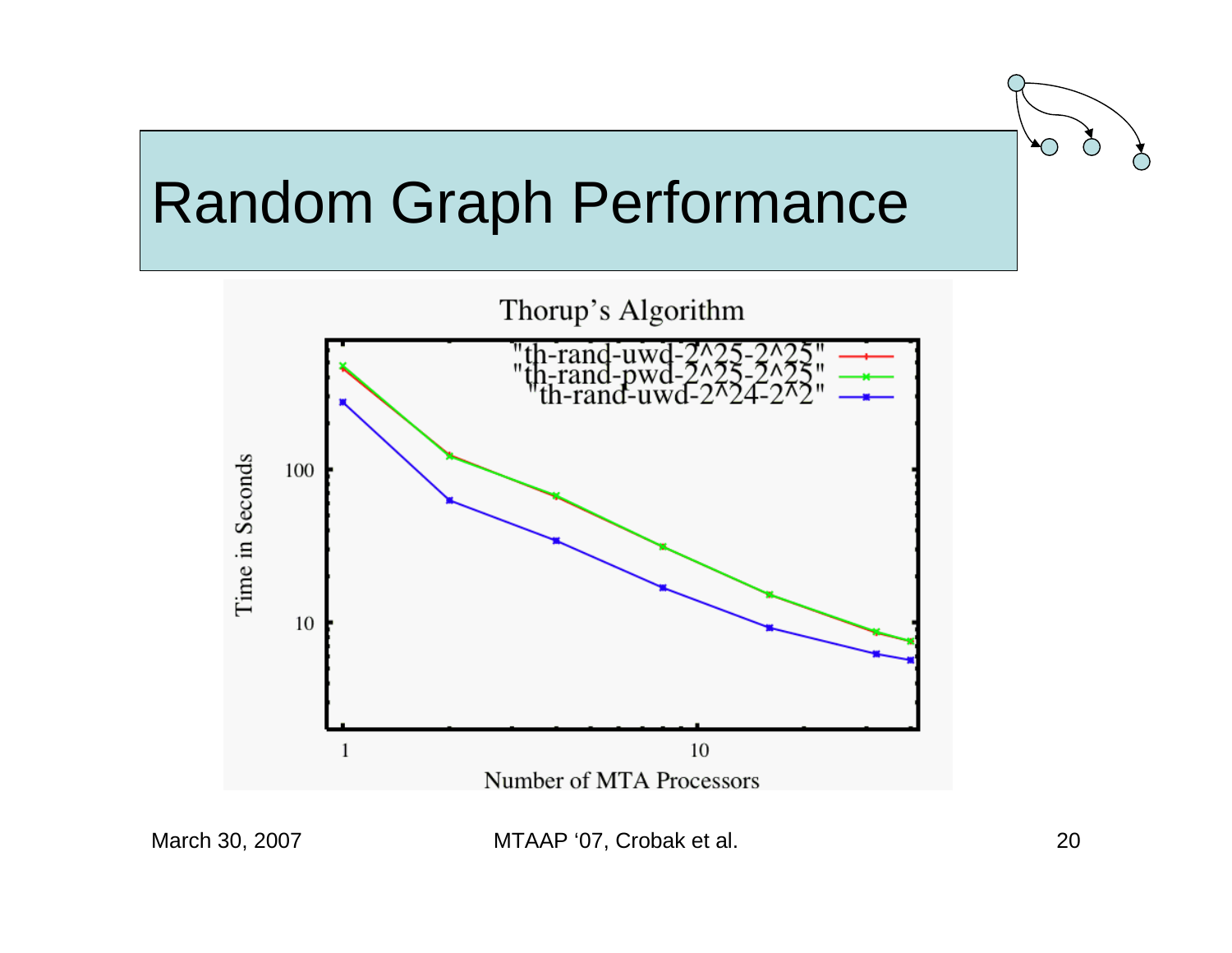# Random Graph Performance

Thorup's Algorithm

"th-rand-uwd-2^25-2^25"
"th-rand-pwd-2^25-2^25"
"th-rand-uwd-2^24-2^2"

Time in Seconds

Number of MTA Processors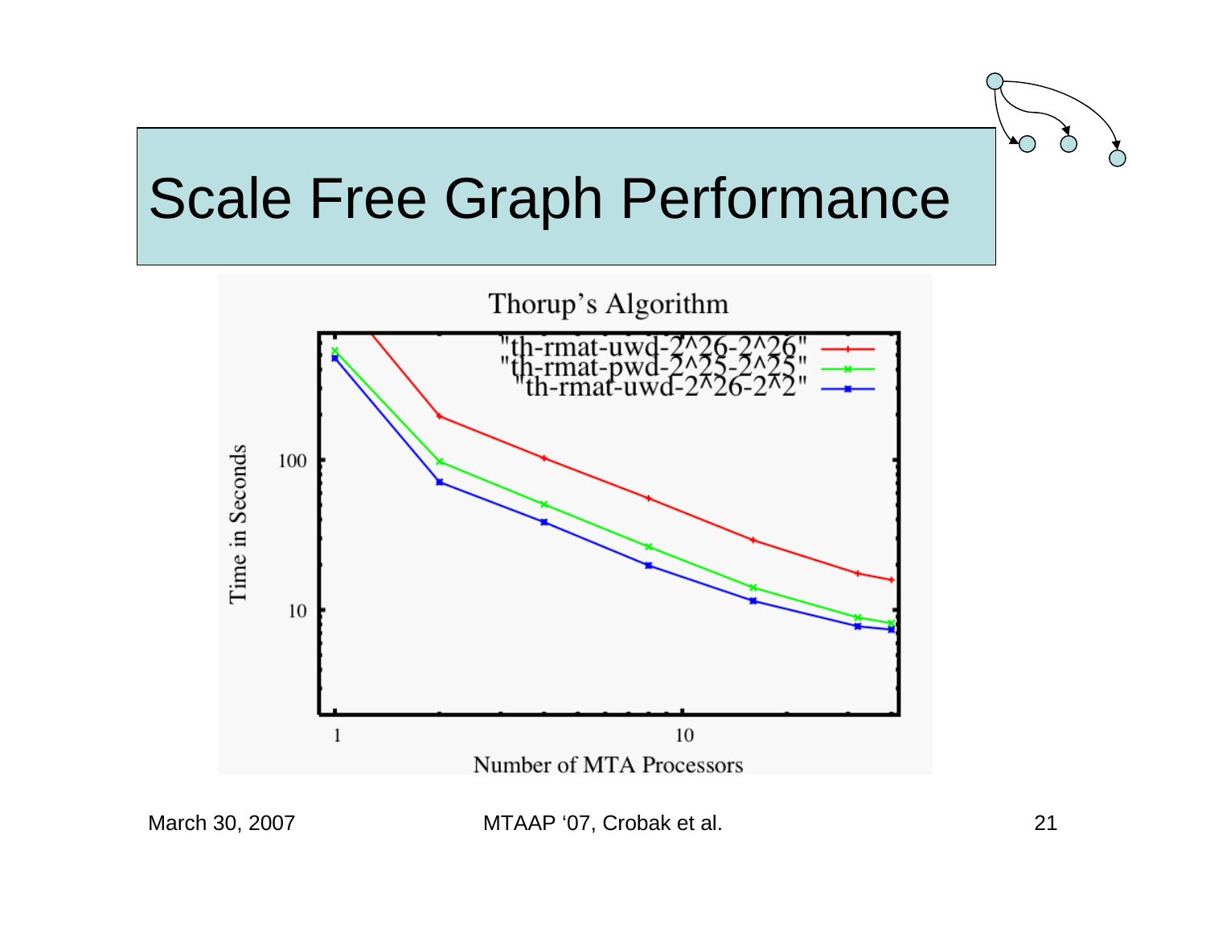# Scale Free Graph Performance

Thorup's Algorithm

"th-rmat-uwd-2^26-2^26"
"th-rmat-pwd-2^25-2^25"
"th-rmat-uwd-2^26-2^2"

Time in Seconds

Number of MTA Processors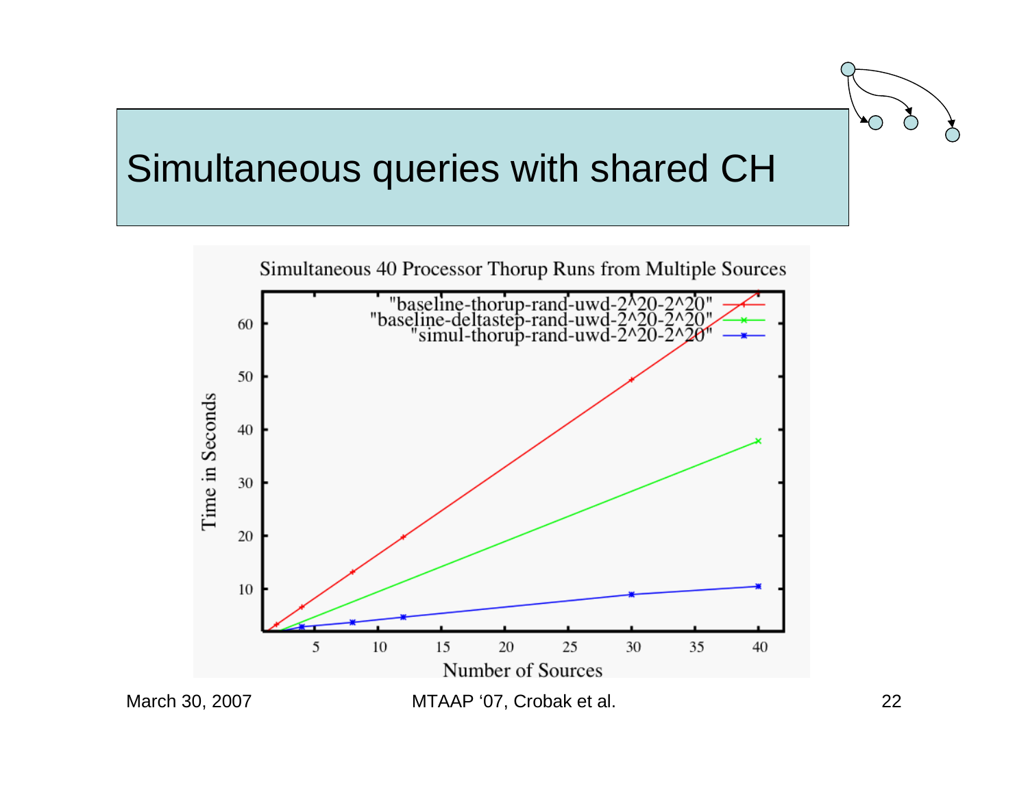# Simultaneous queries with shared CH

Simultaneous 40 Processor Thorup Runs from Multiple Sources

"baseline-thorup-rand-uwd-2^20-2^20"
"baseline-deltastep-rand-uwd-2^20-2^20"
"simul-thorup-rand-uwd-2^20-2^20"

Time in Seconds

Number of Sources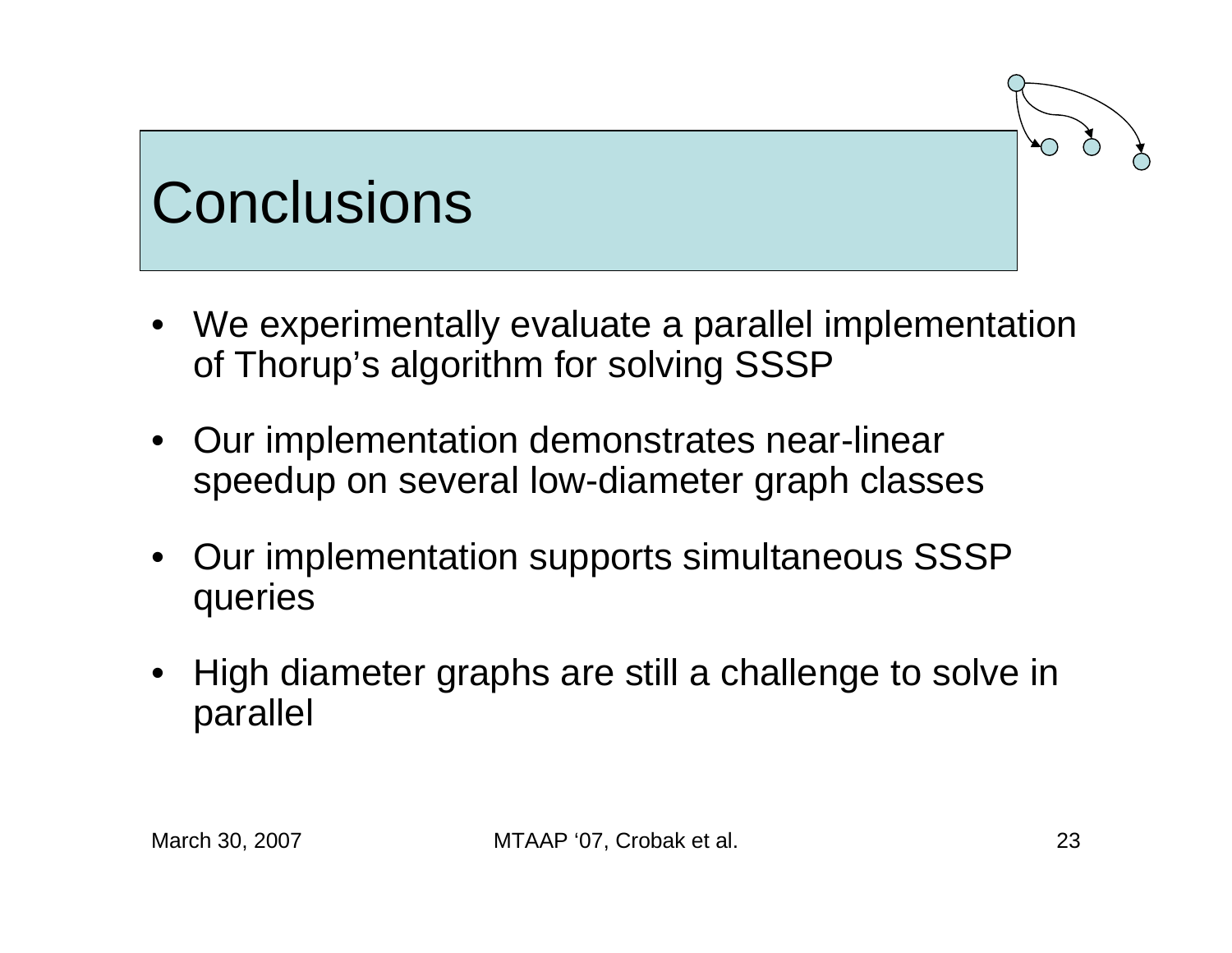# Conclusions

- We experimentally evaluate a parallel implementation of Thorup's algorithm for solving SSSP
- Our implementation demonstrates near-linear speedup on several low-diameter graph classes
- Our implementation supports simultaneous SSSP queries
- High diameter graphs are still a challenge to solve in parallel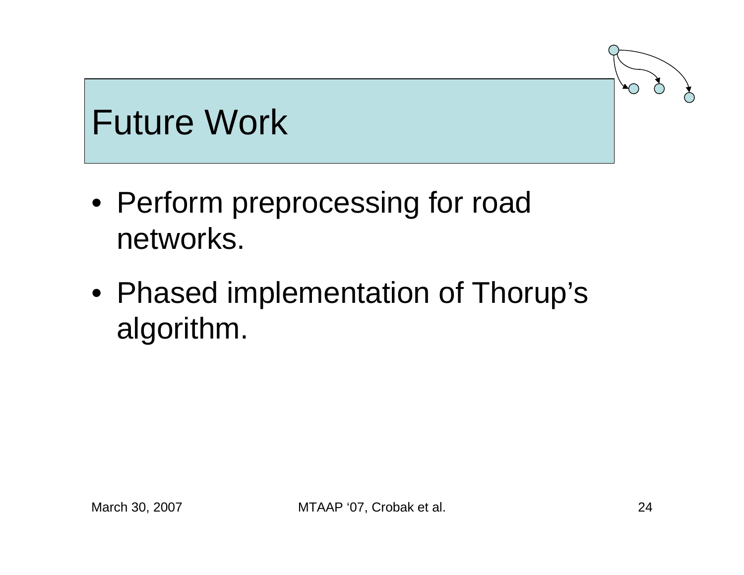# Future Work

- Perform preprocessing for road networks.
- Phased implementation of Thorup's algorithm.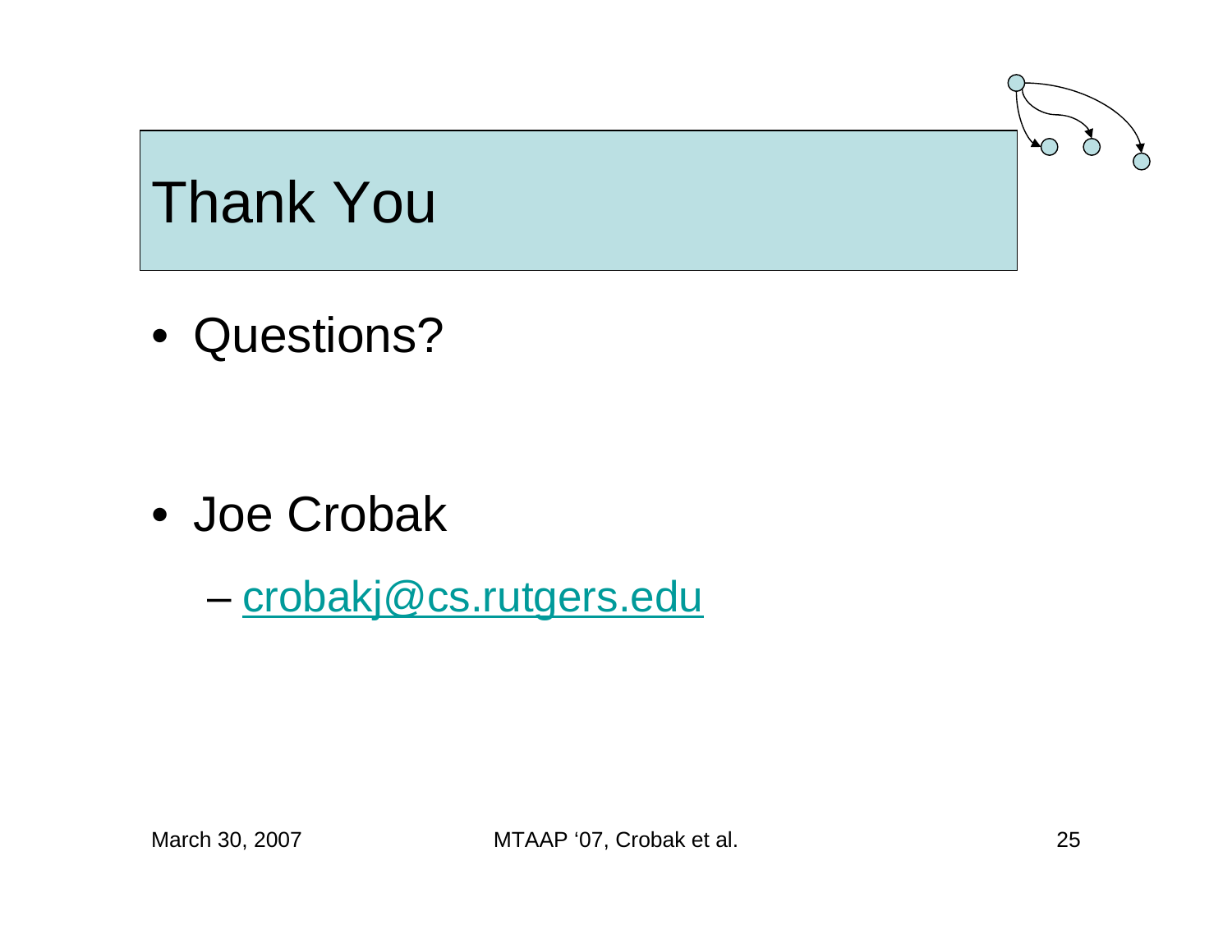# Thank You

- Questions?

- Joe Crobak
  - crobakj@cs.rutgers.edu